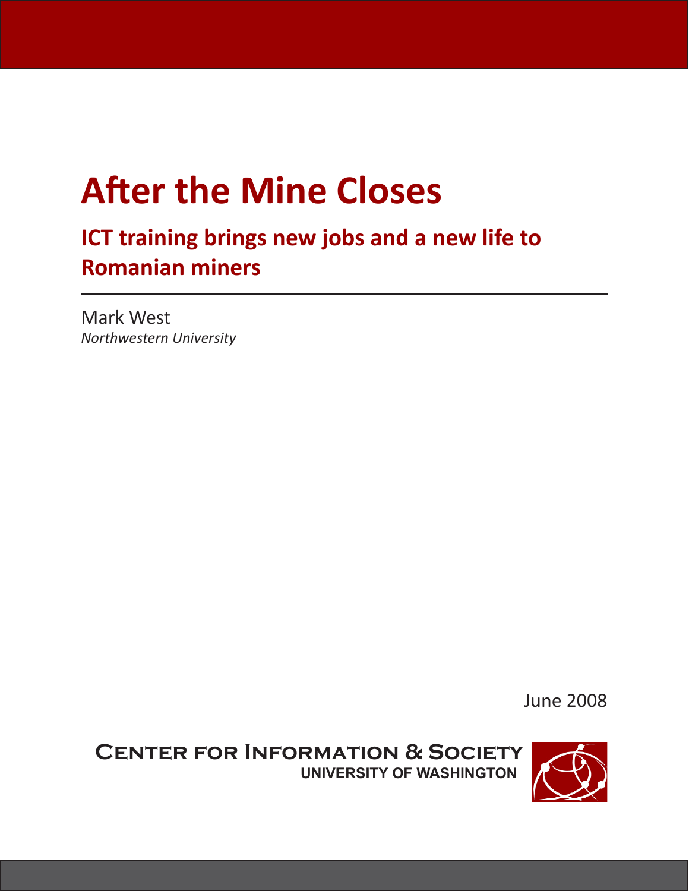# After the Mine Closes

## ICT training brings new jobs and a new life to Romanian miners

Mark West
*Northwestern University*

June 2008

**Center for Information & Society**
**UNIVERSITY OF WASHINGTON**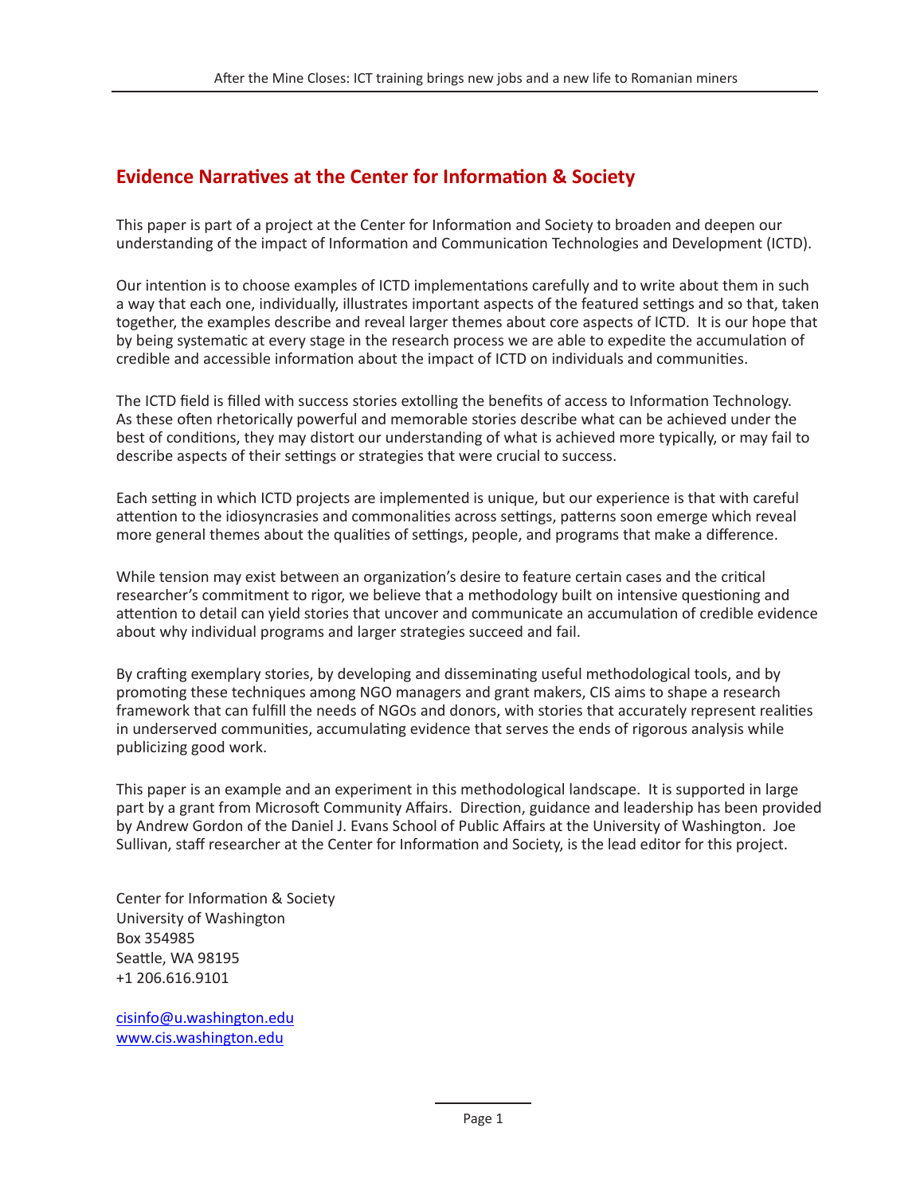## Evidence Narratives at the Center for Information & Society

This paper is part of a project at the Center for Information and Society to broaden and deepen our understanding of the impact of Information and Communication Technologies and Development (ICTD).

Our intention is to choose examples of ICTD implementations carefully and to write about them in such a way that each one, individually, illustrates important aspects of the featured settings and so that, taken together, the examples describe and reveal larger themes about core aspects of ICTD. It is our hope that by being systematic at every stage in the research process we are able to expedite the accumulation of credible and accessible information about the impact of ICTD on individuals and communities.

The ICTD field is filled with success stories extolling the benefits of access to Information Technology. As these often rhetorically powerful and memorable stories describe what can be achieved under the best of conditions, they may distort our understanding of what is achieved more typically, or may fail to describe aspects of their settings or strategies that were crucial to success.

Each setting in which ICTD projects are implemented is unique, but our experience is that with careful attention to the idiosyncrasies and commonalities across settings, patterns soon emerge which reveal more general themes about the qualities of settings, people, and programs that make a difference.

While tension may exist between an organization's desire to feature certain cases and the critical researcher's commitment to rigor, we believe that a methodology built on intensive questioning and attention to detail can yield stories that uncover and communicate an accumulation of credible evidence about why individual programs and larger strategies succeed and fail.

By crafting exemplary stories, by developing and disseminating useful methodological tools, and by promoting these techniques among NGO managers and grant makers, CIS aims to shape a research framework that can fulfill the needs of NGOs and donors, with stories that accurately represent realities in underserved communities, accumulating evidence that serves the ends of rigorous analysis while publicizing good work.

This paper is an example and an experiment in this methodological landscape. It is supported in large part by a grant from Microsoft Community Affairs. Direction, guidance and leadership has been provided by Andrew Gordon of the Daniel J. Evans School of Public Affairs at the University of Washington. Joe Sullivan, staff researcher at the Center for Information and Society, is the lead editor for this project.

Center for Information & Society
University of Washington
Box 354985
Seattle, WA 98195
+1 206.616.9101

cisinfo@u.washington.edu
www.cis.washington.edu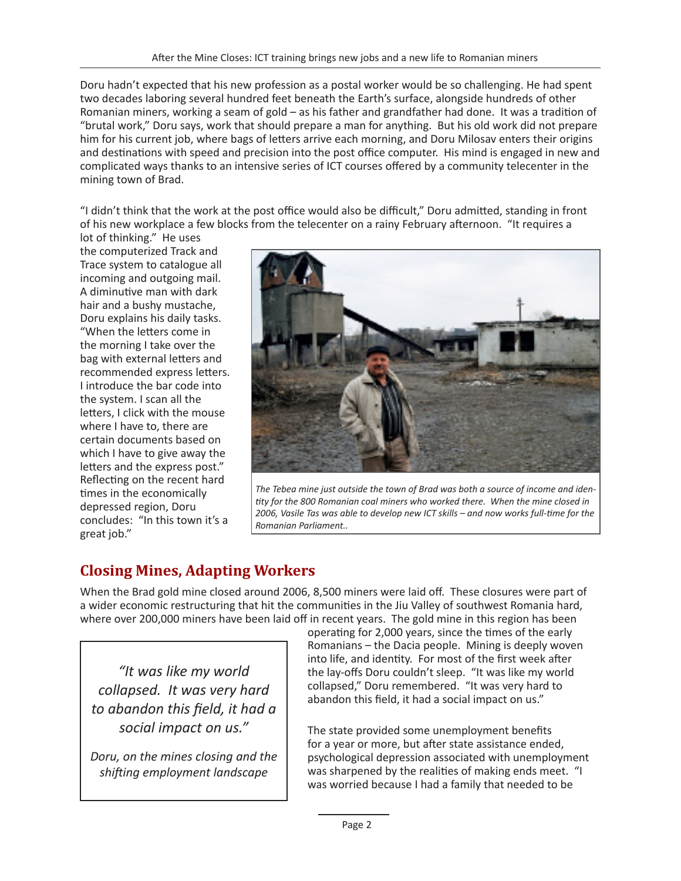Doru hadn't expected that his new profession as a postal worker would be so challenging. He had spent two decades laboring several hundred feet beneath the Earth's surface, alongside hundreds of other Romanian miners, working a seam of gold – as his father and grandfather had done. It was a tradition of "brutal work," Doru says, work that should prepare a man for anything. But his old work did not prepare him for his current job, where bags of letters arrive each morning, and Doru Milosav enters their origins and destinations with speed and precision into the post office computer. His mind is engaged in new and complicated ways thanks to an intensive series of ICT courses offered by a community telecenter in the mining town of Brad.

"I didn't think that the work at the post office would also be difficult," Doru admitted, standing in front of his new workplace a few blocks from the telecenter on a rainy February afternoon. "It requires a lot of thinking." He uses the computerized Track and Trace system to catalogue all incoming and outgoing mail. A diminutive man with dark hair and a bushy mustache, Doru explains his daily tasks. "When the letters come in the morning I take over the bag with external letters and recommended express letters. I introduce the bar code into the system. I scan all the letters, I click with the mouse where I have to, there are certain documents based on which I have to give away the letters and the express post." Reflecting on the recent hard times in the economically depressed region, Doru concludes: "In this town it's a great job."

*The Tebea mine just outside the town of Brad was both a source of income and identity for the 800 Romanian coal miners who worked there. When the mine closed in 2006, Vasile Tas was able to develop new ICT skills – and now works full-time for the Romanian Parliament..*

## Closing Mines, Adapting Workers

When the Brad gold mine closed around 2006, 8,500 miners were laid off. These closures were part of a wider economic restructuring that hit the communities in the Jiu Valley of southwest Romania hard, where over 200,000 miners have been laid off in recent years. The gold mine in this region has been operating for 2,000 years, since the times of the early Romanians – the Dacia people. Mining is deeply woven into life, and identity. For most of the first week after the lay-offs Doru couldn't sleep. "It was like my world collapsed," Doru remembered. "It was very hard to abandon this field, it had a social impact on us."

> *"It was like my world collapsed. It was very hard to abandon this field, it had a social impact on us."*
>
> *Doru, on the mines closing and the shifting employment landscape*

The state provided some unemployment benefits for a year or more, but after state assistance ended, psychological depression associated with unemployment was sharpened by the realities of making ends meet. "I was worried because I had a family that needed to be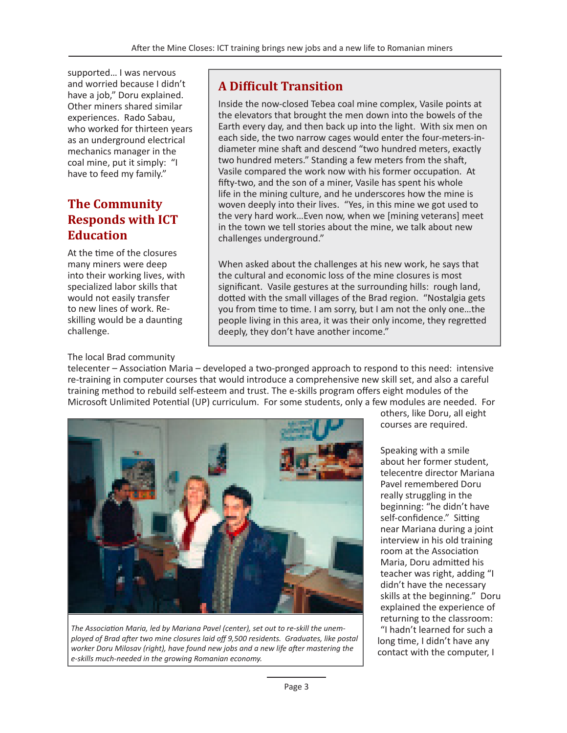supported… I was nervous and worried because I didn't have a job," Doru explained. Other miners shared similar experiences. Rado Sabau, who worked for thirteen years as an underground electrical mechanics manager in the coal mine, put it simply: "I have to feed my family."

## A Difficult Transition

Inside the now-closed Tebea coal mine complex, Vasile points at the elevators that brought the men down into the bowels of the Earth every day, and then back up into the light. With six men on each side, the two narrow cages would enter the four-meters-in-diameter mine shaft and descend "two hundred meters, exactly two hundred meters." Standing a few meters from the shaft, Vasile compared the work now with his former occupation. At fifty-two, and the son of a miner, Vasile has spent his whole life in the mining culture, and he underscores how the mine is woven deeply into their lives. "Yes, in this mine we got used to the very hard work…Even now, when we [mining veterans] meet in the town we tell stories about the mine, we talk about new challenges underground."

When asked about the challenges at his new work, he says that the cultural and economic loss of the mine closures is most significant. Vasile gestures at the surrounding hills: rough land, dotted with the small villages of the Brad region. "Nostalgia gets you from time to time. I am sorry, but I am not the only one…the people living in this area, it was their only income, they regretted deeply, they don't have another income."

## The Community Responds with ICT Education

At the time of the closures many miners were deep into their working lives, with specialized labor skills that would not easily transfer to new lines of work. Re-skilling would be a daunting challenge.

The local Brad community telecenter – Association Maria – developed a two-pronged approach to respond to this need: intensive re-training in computer courses that would introduce a comprehensive new skill set, and also a careful training method to rebuild self-esteem and trust. The e-skills program offers eight modules of the Microsoft Unlimited Potential (UP) curriculum. For some students, only a few modules are needed. For others, like Doru, all eight courses are required.

*The Association Maria, led by Mariana Pavel (center), set out to re-skill the unemployed of Brad after two mine closures laid off 9,500 residents. Graduates, like postal worker Doru Milosav (right), have found new jobs and a new life after mastering the e-skills much-needed in the growing Romanian economy.*

Speaking with a smile about her former student, telecentre director Mariana Pavel remembered Doru really struggling in the beginning: "he didn't have self-confidence." Sitting near Mariana during a joint interview in his old training room at the Association Maria, Doru admitted his teacher was right, adding "I didn't have the necessary skills at the beginning." Doru explained the experience of returning to the classroom: "I hadn't learned for such a long time, I didn't have any contact with the computer, I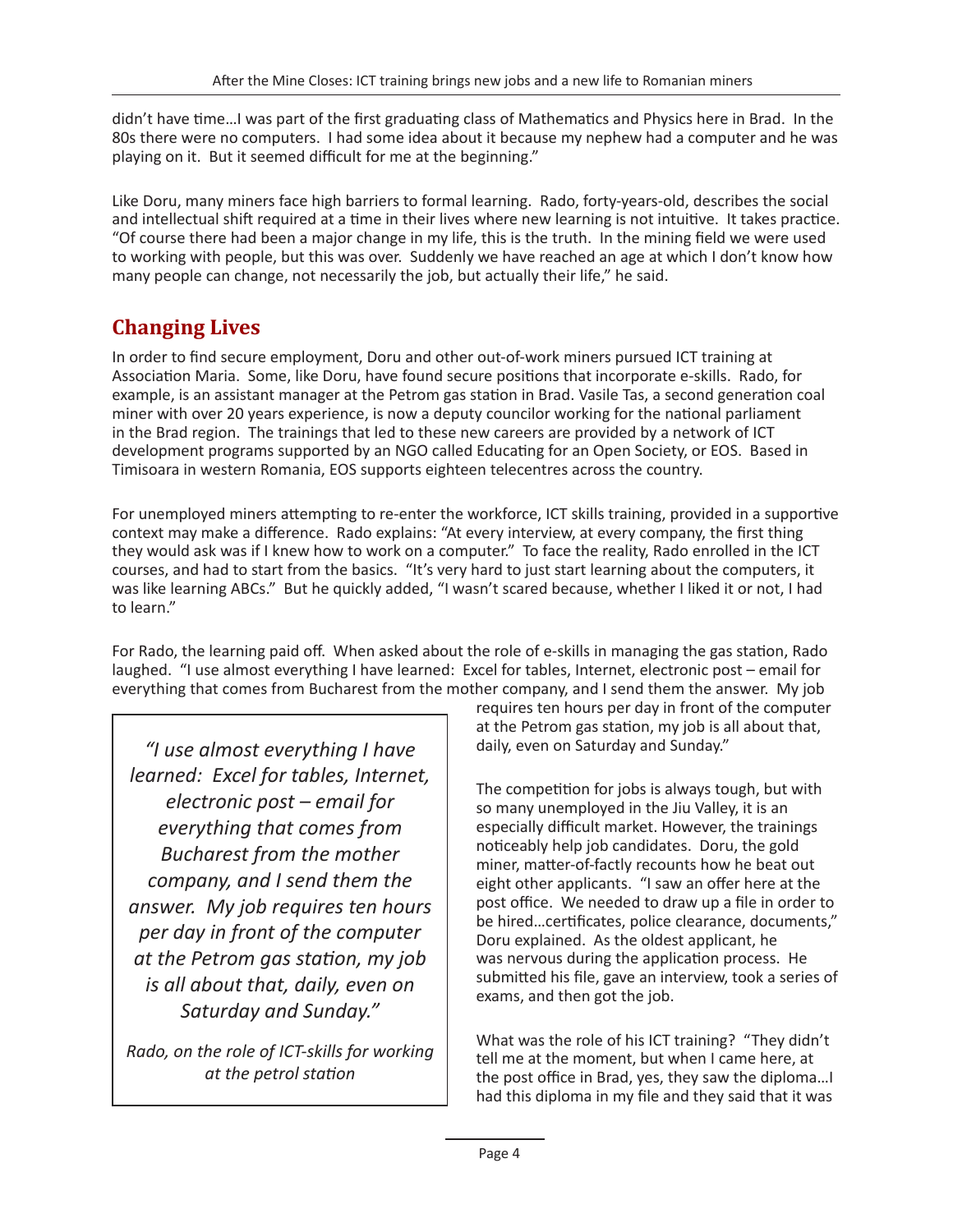didn't have time…I was part of the first graduating class of Mathematics and Physics here in Brad. In the 80s there were no computers. I had some idea about it because my nephew had a computer and he was playing on it. But it seemed difficult for me at the beginning."

Like Doru, many miners face high barriers to formal learning. Rado, forty-years-old, describes the social and intellectual shift required at a time in their lives where new learning is not intuitive. It takes practice. "Of course there had been a major change in my life, this is the truth. In the mining field we were used to working with people, but this was over. Suddenly we have reached an age at which I don't know how many people can change, not necessarily the job, but actually their life," he said.

## Changing Lives

In order to find secure employment, Doru and other out-of-work miners pursued ICT training at Association Maria. Some, like Doru, have found secure positions that incorporate e-skills. Rado, for example, is an assistant manager at the Petrom gas station in Brad. Vasile Tas, a second generation coal miner with over 20 years experience, is now a deputy councilor working for the national parliament in the Brad region. The trainings that led to these new careers are provided by a network of ICT development programs supported by an NGO called Educating for an Open Society, or EOS. Based in Timisoara in western Romania, EOS supports eighteen telecentres across the country.

For unemployed miners attempting to re-enter the workforce, ICT skills training, provided in a supportive context may make a difference. Rado explains: "At every interview, at every company, the first thing they would ask was if I knew how to work on a computer." To face the reality, Rado enrolled in the ICT courses, and had to start from the basics. "It's very hard to just start learning about the computers, it was like learning ABCs." But he quickly added, "I wasn't scared because, whether I liked it or not, I had to learn."

For Rado, the learning paid off. When asked about the role of e-skills in managing the gas station, Rado laughed. "I use almost everything I have learned: Excel for tables, Internet, electronic post – email for everything that comes from Bucharest from the mother company, and I send them the answer. My job requires ten hours per day in front of the computer at the Petrom gas station, my job is all about that, daily, even on Saturday and Sunday."

> *"I use almost everything I have learned: Excel for tables, Internet, electronic post – email for everything that comes from Bucharest from the mother company, and I send them the answer. My job requires ten hours per day in front of the computer at the Petrom gas station, my job is all about that, daily, even on Saturday and Sunday."*
>
> *Rado, on the role of ICT-skills for working at the petrol station*

The competition for jobs is always tough, but with so many unemployed in the Jiu Valley, it is an especially difficult market. However, the trainings noticeably help job candidates. Doru, the gold miner, matter-of-factly recounts how he beat out eight other applicants. "I saw an offer here at the post office. We needed to draw up a file in order to be hired…certificates, police clearance, documents," Doru explained. As the oldest applicant, he was nervous during the application process. He submitted his file, gave an interview, took a series of exams, and then got the job.

What was the role of his ICT training? "They didn't tell me at the moment, but when I came here, at the post office in Brad, yes, they saw the diploma…I had this diploma in my file and they said that it was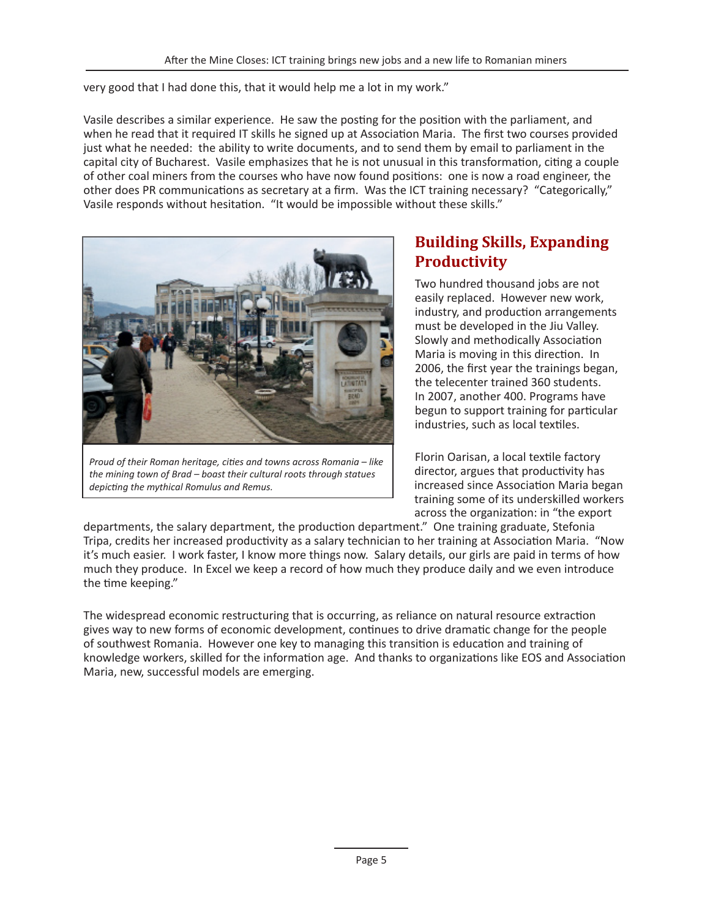very good that I had done this, that it would help me a lot in my work."

Vasile describes a similar experience. He saw the posting for the position with the parliament, and when he read that it required IT skills he signed up at Association Maria. The first two courses provided just what he needed: the ability to write documents, and to send them by email to parliament in the capital city of Bucharest. Vasile emphasizes that he is not unusual in this transformation, citing a couple of other coal miners from the courses who have now found positions: one is now a road engineer, the other does PR communications as secretary at a firm. Was the ICT training necessary? "Categorically," Vasile responds without hesitation. "It would be impossible without these skills."

*Proud of their Roman heritage, cities and towns across Romania – like the mining town of Brad – boast their cultural roots through statues depicting the mythical Romulus and Remus.*

## Building Skills, Expanding Productivity

Two hundred thousand jobs are not easily replaced. However new work, industry, and production arrangements must be developed in the Jiu Valley. Slowly and methodically Association Maria is moving in this direction. In 2006, the first year the trainings began, the telecenter trained 360 students. In 2007, another 400. Programs have begun to support training for particular industries, such as local textiles.

Florin Oarisan, a local textile factory director, argues that productivity has increased since Association Maria began training some of its underskilled workers across the organization: in "the export departments, the salary department, the production department." One training graduate, Stefonia Tripa, credits her increased productivity as a salary technician to her training at Association Maria. "Now it's much easier. I work faster, I know more things now. Salary details, our girls are paid in terms of how much they produce. In Excel we keep a record of how much they produce daily and we even introduce the time keeping."

The widespread economic restructuring that is occurring, as reliance on natural resource extraction gives way to new forms of economic development, continues to drive dramatic change for the people of southwest Romania. However one key to managing this transition is education and training of knowledge workers, skilled for the information age. And thanks to organizations like EOS and Association Maria, new, successful models are emerging.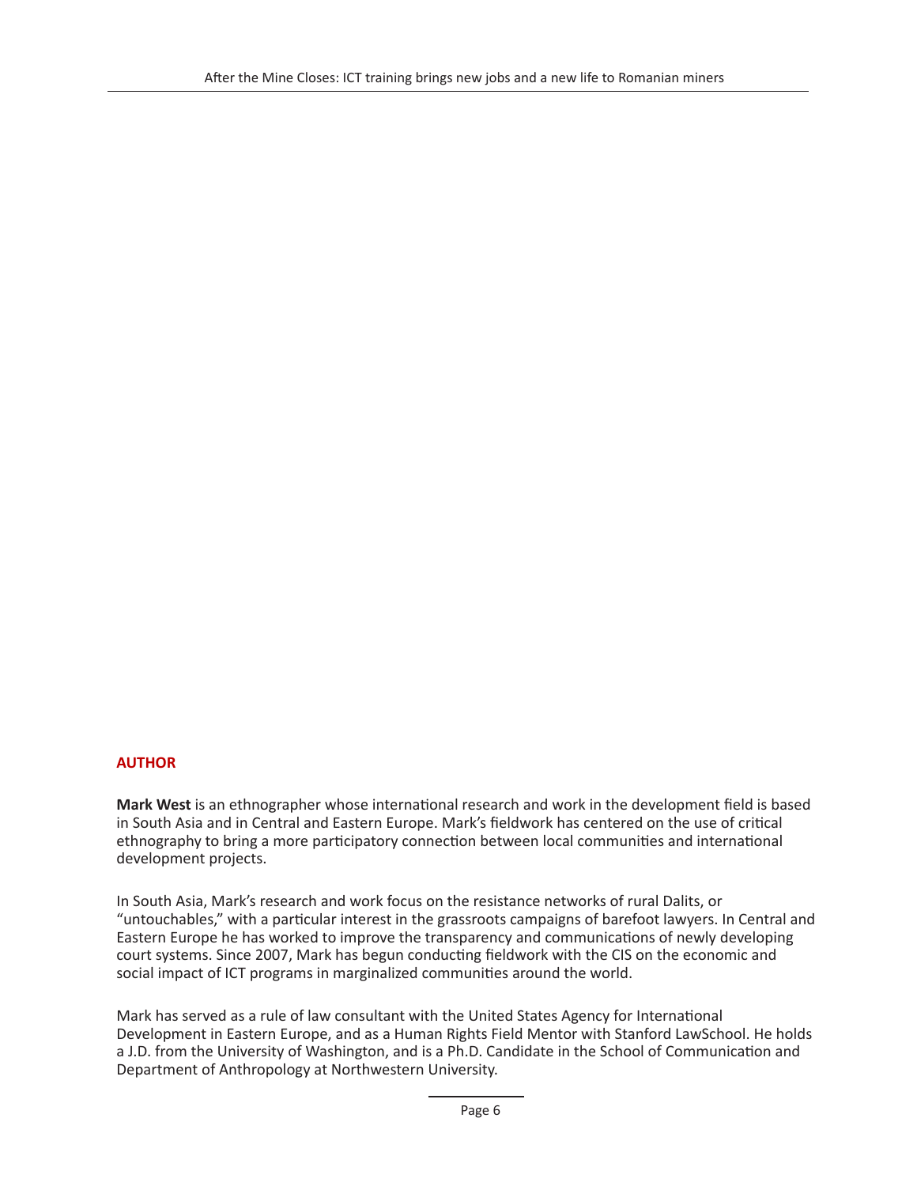## AUTHOR

**Mark West** is an ethnographer whose international research and work in the development field is based in South Asia and in Central and Eastern Europe. Mark's fieldwork has centered on the use of critical ethnography to bring a more participatory connection between local communities and international development projects.

In South Asia, Mark's research and work focus on the resistance networks of rural Dalits, or "untouchables," with a particular interest in the grassroots campaigns of barefoot lawyers. In Central and Eastern Europe he has worked to improve the transparency and communications of newly developing court systems. Since 2007, Mark has begun conducting fieldwork with the CIS on the economic and social impact of ICT programs in marginalized communities around the world.

Mark has served as a rule of law consultant with the United States Agency for International Development in Eastern Europe, and as a Human Rights Field Mentor with Stanford LawSchool. He holds a J.D. from the University of Washington, and is a Ph.D. Candidate in the School of Communication and Department of Anthropology at Northwestern University.